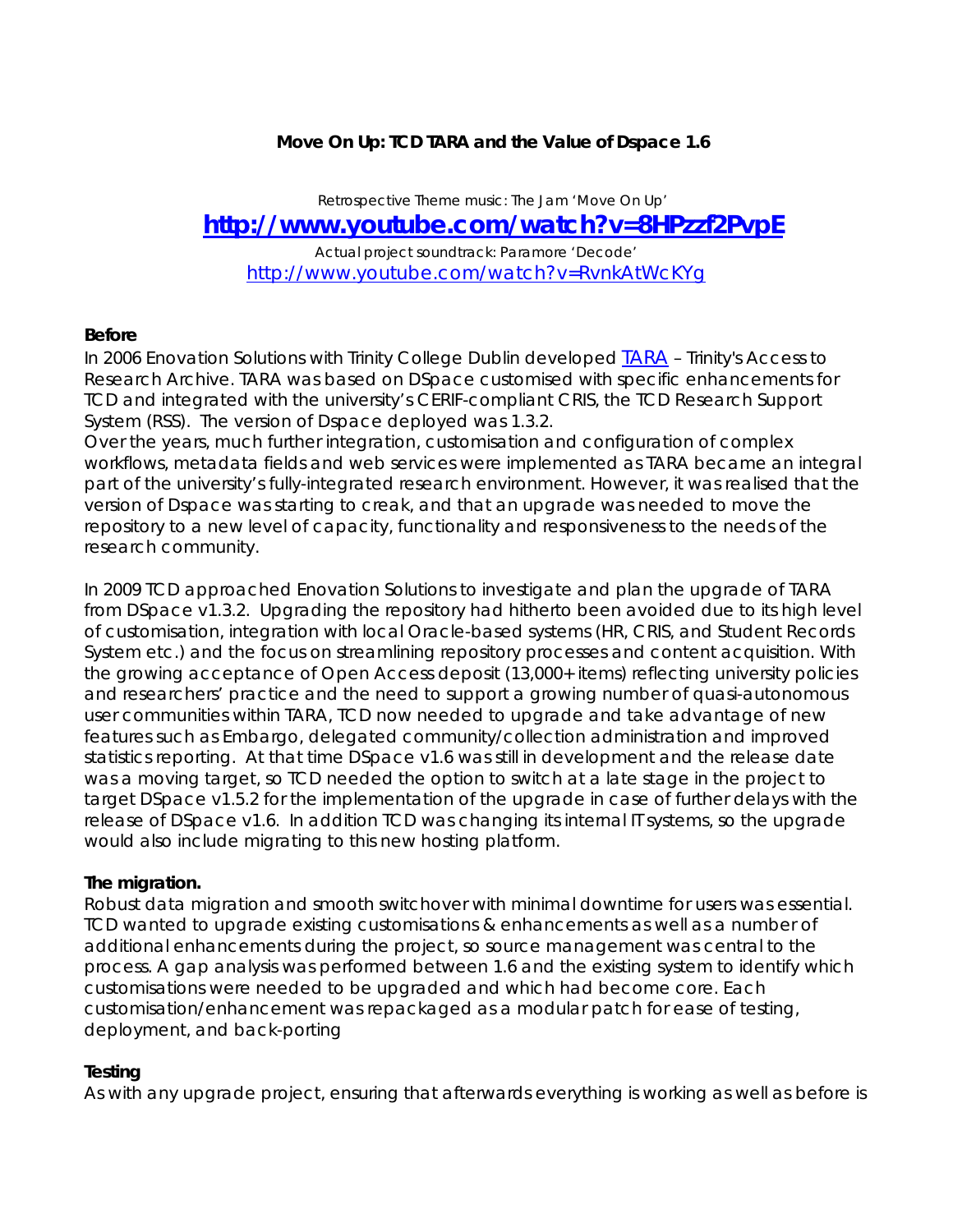# Move On Up: TCD TARA and the Value of Dspace 1.6

*Retrospective Theme music: The Jam 'Move On Up'*

**[http://www.youtube.com/watch?v=8HPzzf2PvpE](http://www.youtube.com/watch?v=8HPzzf2PvpE)**

*Actual project soundtrack: Paramore 'Decode'*

[http://www.youtube.com/watch?v=RvnkAtWcKYg](http://www.youtube.com/watch?v=RvnkAtWcKYg)

**Before**

In 2006 Enovation Solutions with Trinity College Dublin developed [TARA](TARA) – Trinity's Access to Research Archive. TARA was based on DSpace customised with specific enhancements for TCD and integrated with the university's CERIF-compliant CRIS, the TCD Research Support System (RSS). The version of Dspace deployed was 1.3.2.

Over the years, much further integration, customisation and configuration of complex workflows, metadata fields and web services were implemented as TARA became an integral part of the university's fully-integrated research environment. However, it was realised that the version of Dspace was starting to creak, and that an upgrade was needed to move the repository to a new level of capacity, functionality and responsiveness to the needs of the research community.

In 2009 TCD approached Enovation Solutions to investigate and plan the upgrade of TARA from DSpace v1.3.2. Upgrading the repository had hitherto been avoided due to its high level of customisation, integration with local Oracle-based systems (HR, CRIS, and Student Records System etc.) and the focus on streamlining repository processes and content acquisition. With the growing acceptance of Open Access deposit (13,000+ items) reflecting university policies and researchers' practice and the need to support a growing number of quasi-autonomous user communities within TARA, TCD now needed to upgrade and take advantage of new features such as Embargo, delegated community/collection administration and improved statistics reporting. At that time DSpace v1.6 was still in development and the release date was a moving target, so TCD needed the option to switch at a late stage in the project to target DSpace v1.5.2 for the implementation of the upgrade in case of further delays with the release of DSpace v1.6. In addition TCD was changing its internal IT systems, so the upgrade would also include migrating to this new hosting platform.

**The migration.**

Robust data migration and smooth switchover with minimal downtime for users was essential. TCD wanted to upgrade existing customisations & enhancements as well as a number of additional enhancements during the project, so source management was central to the process. A gap analysis was performed between 1.6 and the existing system to identify which customisations were needed to be upgraded and which had become core. Each customisation/enhancement was repackaged as a modular patch for ease of testing, deployment, and back-porting

**Testing**

As with any upgrade project, ensuring that afterwards everything is working as well as before is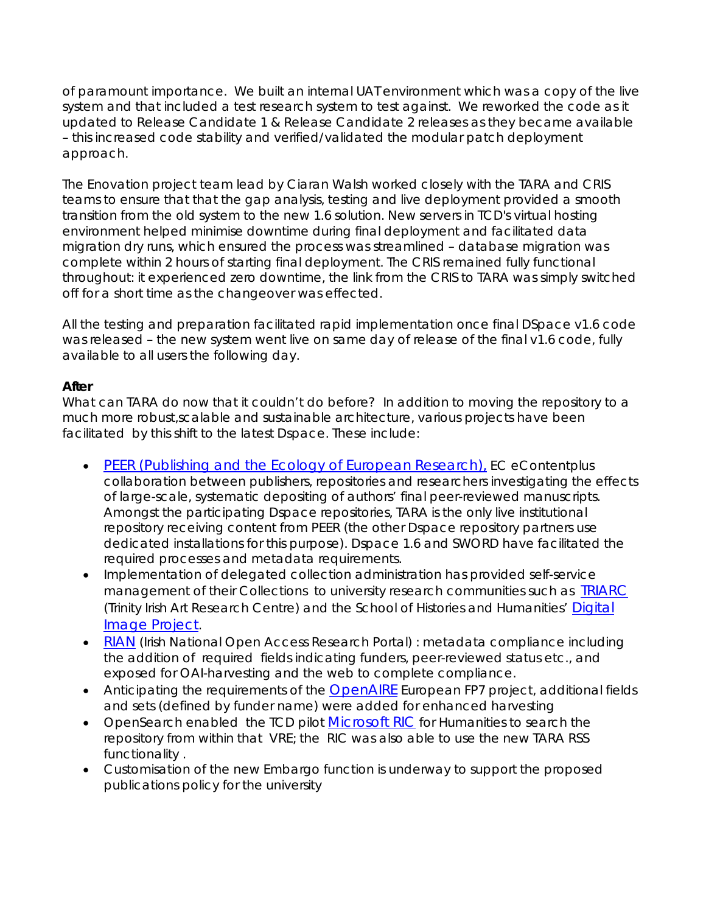of paramount importance. We built an internal UAT environment which was a copy of the live system and that included a test research system to test against. We reworked the code as it updated to Release Candidate 1 & Release Candidate 2 releases as they became available – this increased code stability and verified/validated the modular patch deployment approach.

The Enovation project team lead by Ciaran Walsh worked closely with the TARA and CRIS teams to ensure that that the gap analysis, testing and live deployment provided a smooth transition from the old system to the new 1.6 solution. New servers in TCD's virtual hosting environment helped minimise downtime during final deployment and facilitated data migration dry runs, which ensured the process was streamlined – database migration was complete within 2 hours of starting final deployment. The CRIS remained fully functional throughout: it experienced zero downtime, the link from the CRIS to TARA was simply switched off for a short time as the changeover was effected.

All the testing and preparation facilitated rapid implementation once final DSpace v1.6 code was released – the new system went live on same day of release of the final v1.6 code, fully available to all users the following day.

**After**

What can TARA do now that it couldn't do before? In addition to moving the repository to a much more robust,scalable and sustainable architecture, various projects have been facilitated by this shift to the latest Dspace. These include:

- PEER (Publishing and the Ecology of European Research), EC eContentplus collaboration between publishers, repositories and researchers investigating the effects of large-scale, systematic depositing of authors' final peer-reviewed manuscripts. Amongst the participating Dspace repositories, TARA is the only live institutional repository receiving content from PEER (the other Dspace repository partners use dedicated installations for this purpose). Dspace 1.6 and SWORD have facilitated the required processes and metadata requirements.
- Implementation of delegated collection administration has provided self-service management of their Collections to university research communities such as TRIARC (Trinity Irish Art Research Centre) and the School of Histories and Humanities' Digital Image Project.
- RIAN (Irish National Open Access Research Portal) : metadata compliance including the addition of required fields indicating funders, peer-reviewed status etc., and exposed for OAI-harvesting and the web to complete compliance.
- Anticipating the requirements of the OpenAIRE European FP7 project, additional fields and sets (defined by funder name) were added for enhanced harvesting
- OpenSearch enabled the TCD pilot Microsoft RIC for Humanities to search the repository from within that VRE; the RIC was also able to use the new TARA RSS functionality .
- Customisation of the new Embargo function is underway to support the proposed publications policy for the university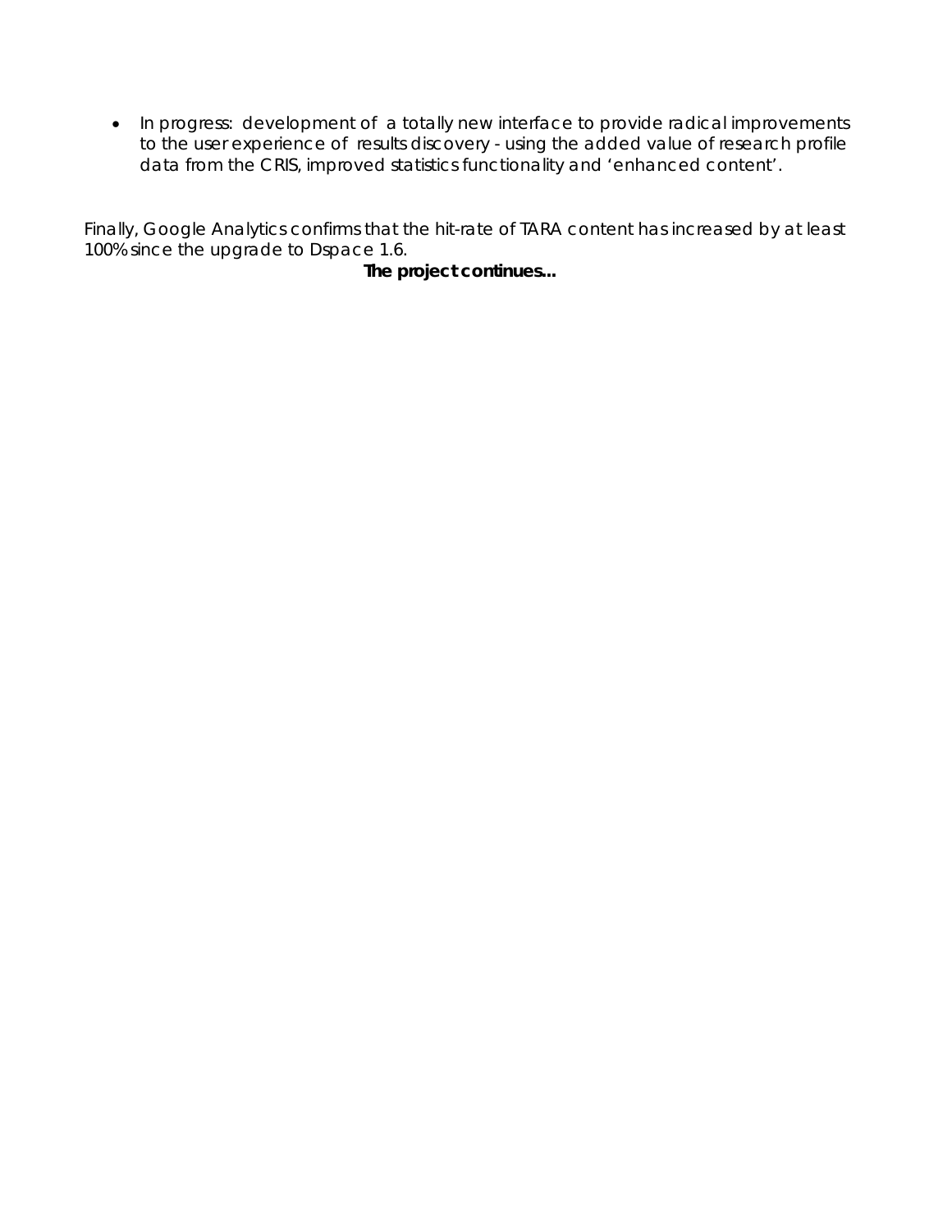- In progress: development of a totally new interface to provide radical improvements to the user experience of results discovery - using the added value of research profile data from the CRIS, improved statistics functionality and 'enhanced content'.

Finally, Google Analytics confirms that the hit-rate of TARA content has increased by at least 100% since the upgrade to Dspace 1.6.

**The project continues...**